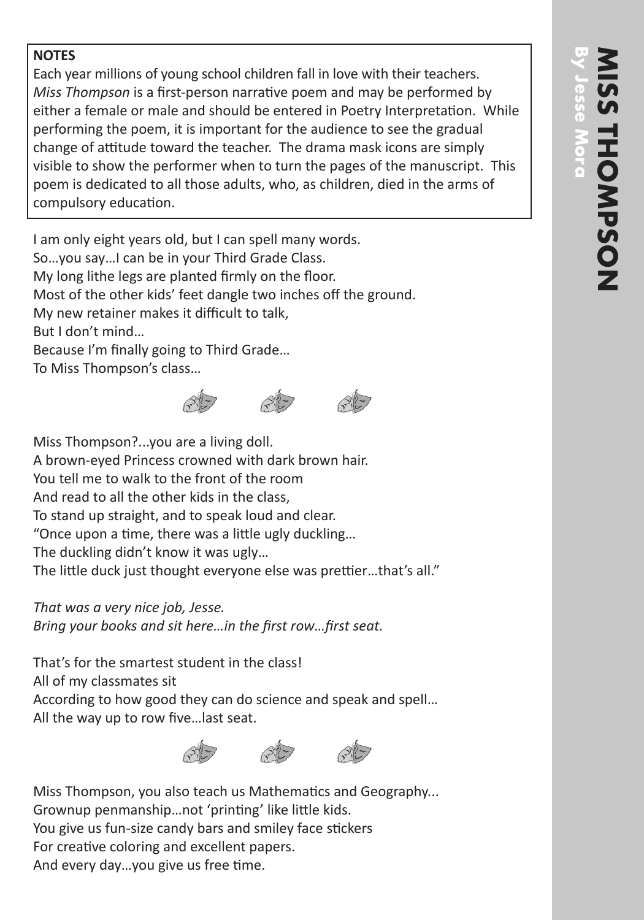# MISS THOMPSON

## By Jesse Mora

**NOTES**

Each year millions of young school children fall in love with their teachers. *Miss Thompson* is a first-person narrative poem and may be performed by either a female or male and should be entered in Poetry Interpretation. While performing the poem, it is important for the audience to see the gradual change of attitude toward the teacher. The drama mask icons are simply visible to show the performer when to turn the pages of the manuscript. This poem is dedicated to all those adults, who, as children, died in the arms of compulsory education.

I am only eight years old, but I can spell many words.
So…you say…I can be in your Third Grade Class.
My long lithe legs are planted firmly on the floor.
Most of the other kids' feet dangle two inches off the ground.
My new retainer makes it difficult to talk,
But I don't mind…
Because I'm finally going to Third Grade…
To Miss Thompson's class…

Miss Thompson?...you are a living doll.
A brown-eyed Princess crowned with dark brown hair.
You tell me to walk to the front of the room
And read to all the other kids in the class,
To stand up straight, and to speak loud and clear.
"Once upon a time, there was a little ugly duckling…
The duckling didn't know it was ugly…
The little duck just thought everyone else was prettier…that's all."

*That was a very nice job, Jesse.*
*Bring your books and sit here…in the first row…first seat.*

That's for the smartest student in the class!
All of my classmates sit
According to how good they can do science and speak and spell…
All the way up to row five…last seat.

Miss Thompson, you also teach us Mathematics and Geography...
Grownup penmanship…not 'printing' like little kids.
You give us fun-size candy bars and smiley face stickers
For creative coloring and excellent papers.
And every day…you give us free time.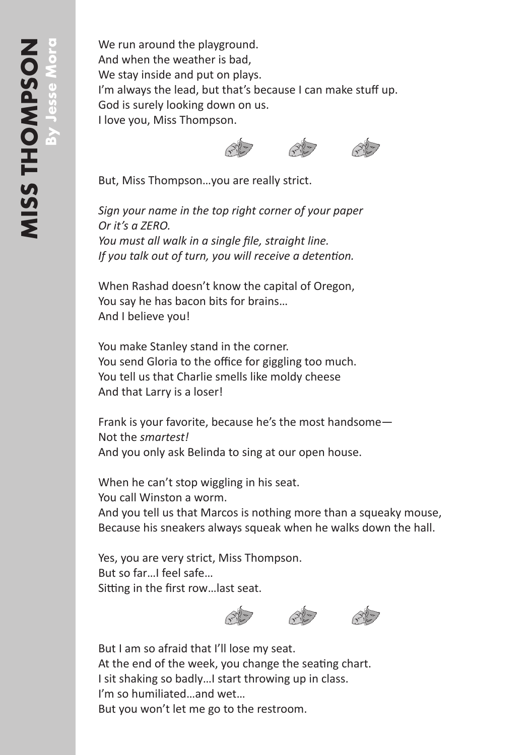We run around the playground.
And when the weather is bad,
We stay inside and put on plays.
I'm always the lead, but that's because I can make stuff up.
God is surely looking down on us.
I love you, Miss Thompson.

But, Miss Thompson…you are really strict.

*Sign your name in the top right corner of your paper*
*Or it's a ZERO.*
*You must all walk in a single file, straight line.*
*If you talk out of turn, you will receive a detention.*

When Rashad doesn't know the capital of Oregon,
You say he has bacon bits for brains…
And I believe you!

You make Stanley stand in the corner.
You send Gloria to the office for giggling too much.
You tell us that Charlie smells like moldy cheese
And that Larry is a loser!

Frank is your favorite, because he's the most handsome—
Not the *smartest!*
And you only ask Belinda to sing at our open house.

When he can't stop wiggling in his seat.
You call Winston a worm.
And you tell us that Marcos is nothing more than a squeaky mouse,
Because his sneakers always squeak when he walks down the hall.

Yes, you are very strict, Miss Thompson.
But so far…I feel safe…
Sitting in the first row…last seat.

But I am so afraid that I'll lose my seat.
At the end of the week, you change the seating chart.
I sit shaking so badly…I start throwing up in class.
I'm so humiliated…and wet…
But you won't let me go to the restroom.